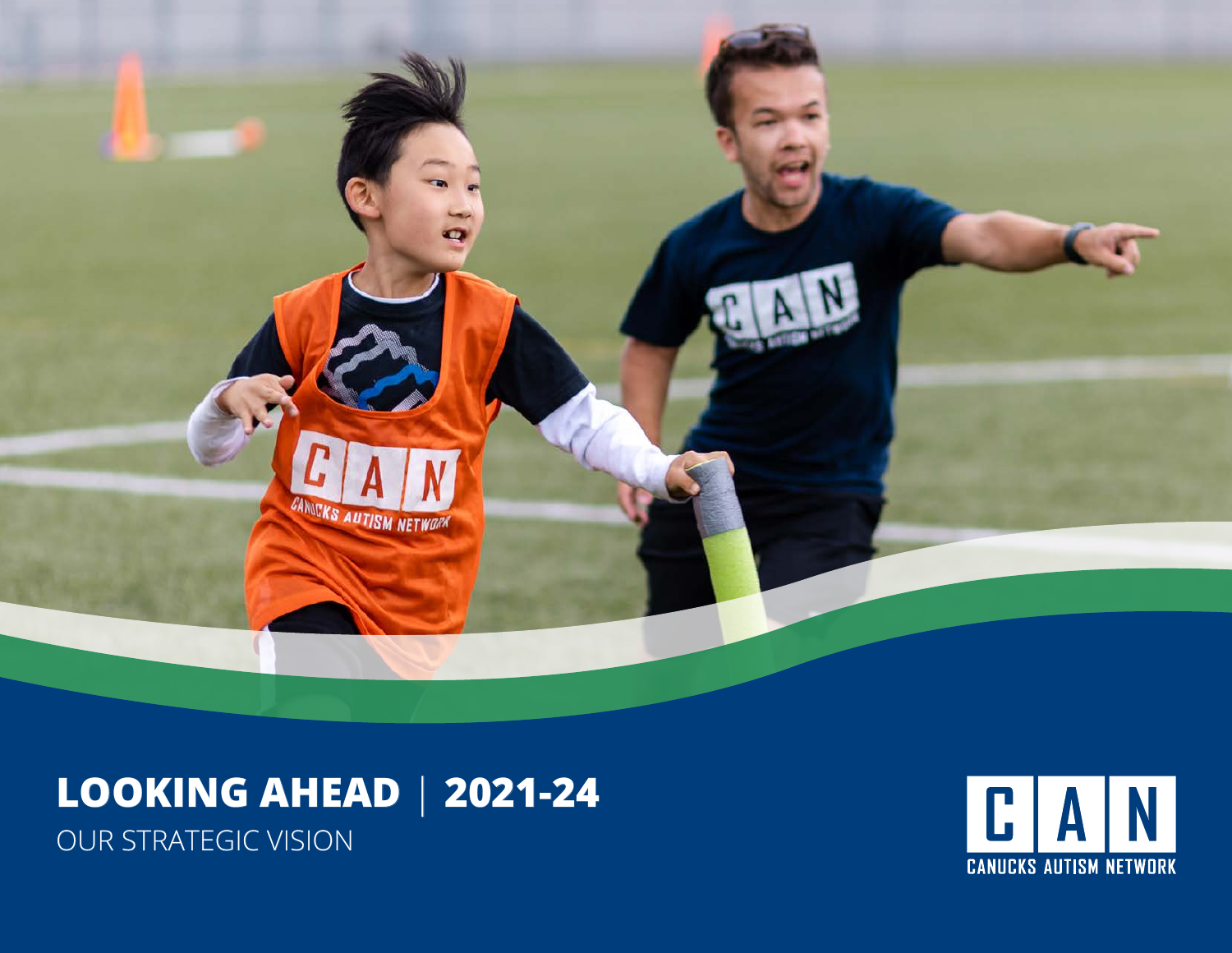# LOOKING AHEAD | 2021-24

OUR STRATEGIC VISION

CAN
CANUCKS AUTISM NETWORK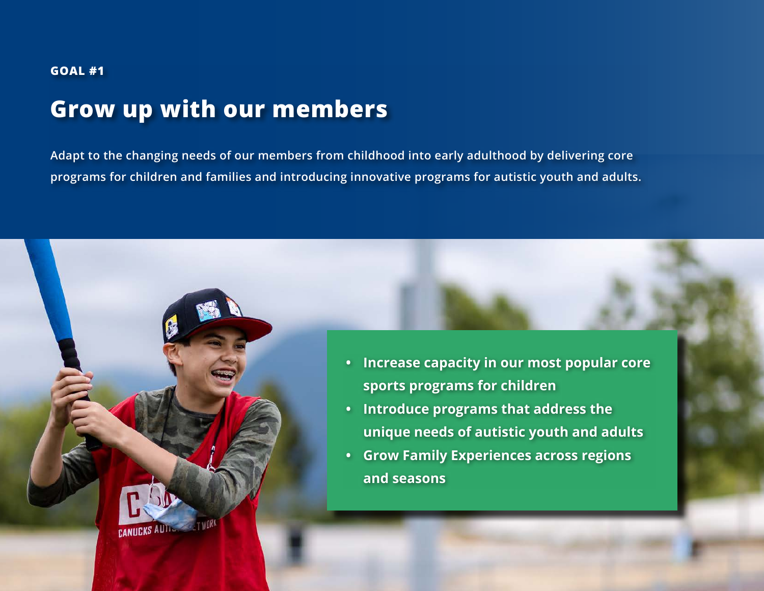GOAL #1

# Grow up with our members

Adapt to the changing needs of our members from childhood into early adulthood by delivering core programs for children and families and introducing innovative programs for autistic youth and adults.

- Increase capacity in our most popular core sports programs for children
- Introduce programs that address the unique needs of autistic youth and adults
- Grow Family Experiences across regions and seasons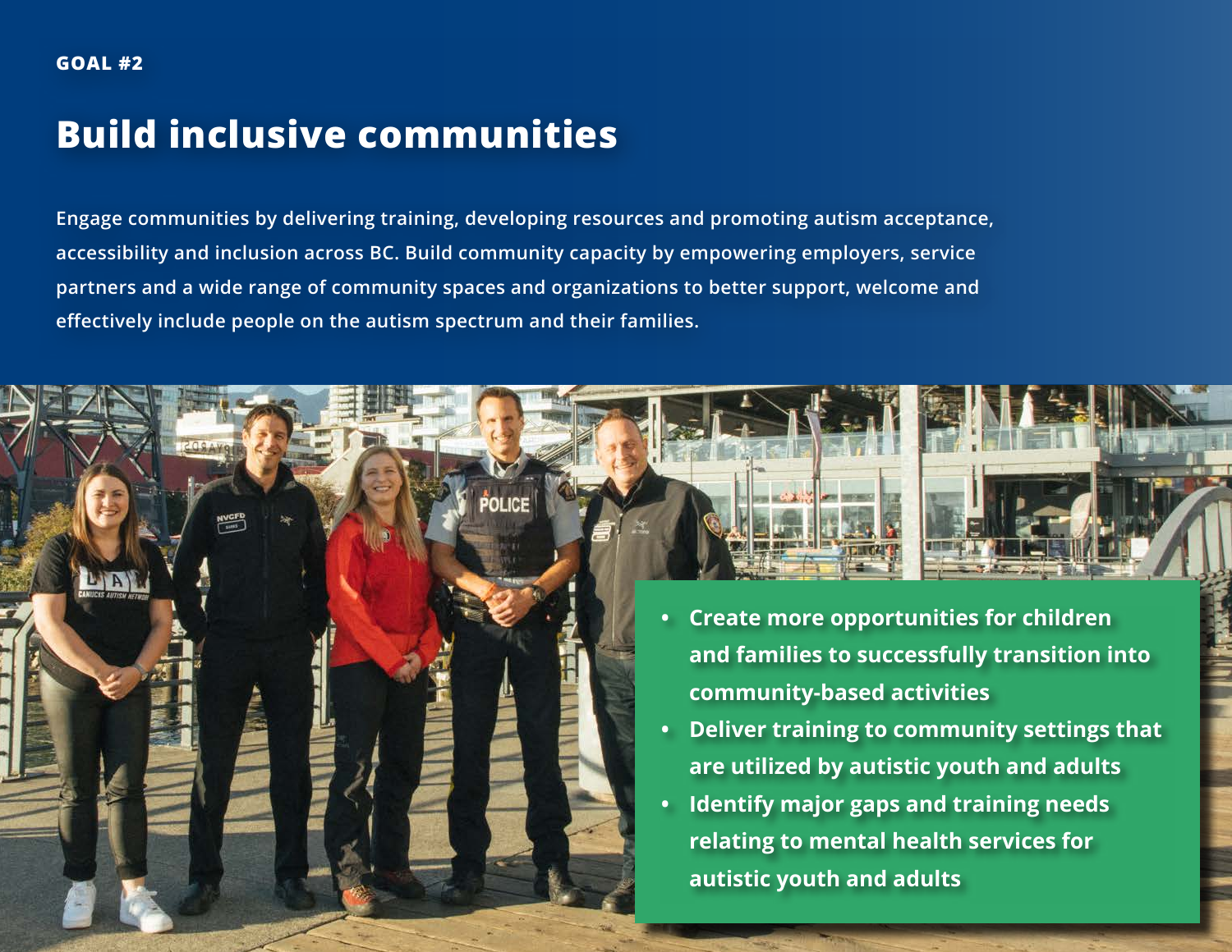**GOAL #2**

# Build inclusive communities

Engage communities by delivering training, developing resources and promoting autism acceptance, accessibility and inclusion across BC. Build community capacity by empowering employers, service partners and a wide range of community spaces and organizations to better support, welcome and effectively include people on the autism spectrum and their families.

- **Create more opportunities for children and families to successfully transition into community-based activities**
- **Deliver training to community settings that are utilized by autistic youth and adults**
- **Identify major gaps and training needs relating to mental health services for autistic youth and adults**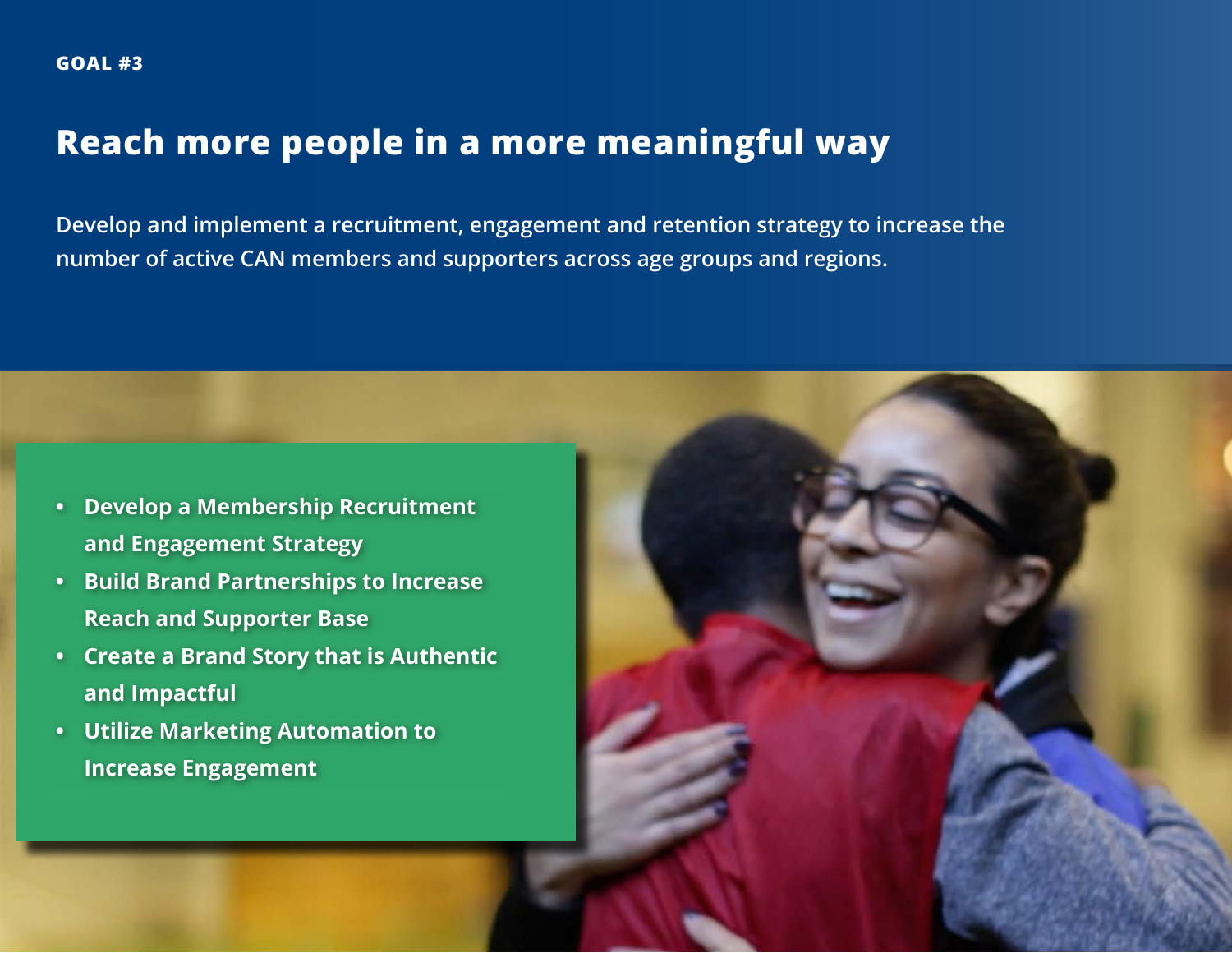GOAL #3

# Reach more people in a more meaningful way

Develop and implement a recruitment, engagement and retention strategy to increase the number of active CAN members and supporters across age groups and regions.

- **Develop a Membership Recruitment and Engagement Strategy**
- **Build Brand Partnerships to Increase Reach and Supporter Base**
- **Create a Brand Story that is Authentic and Impactful**
- **Utilize Marketing Automation to Increase Engagement**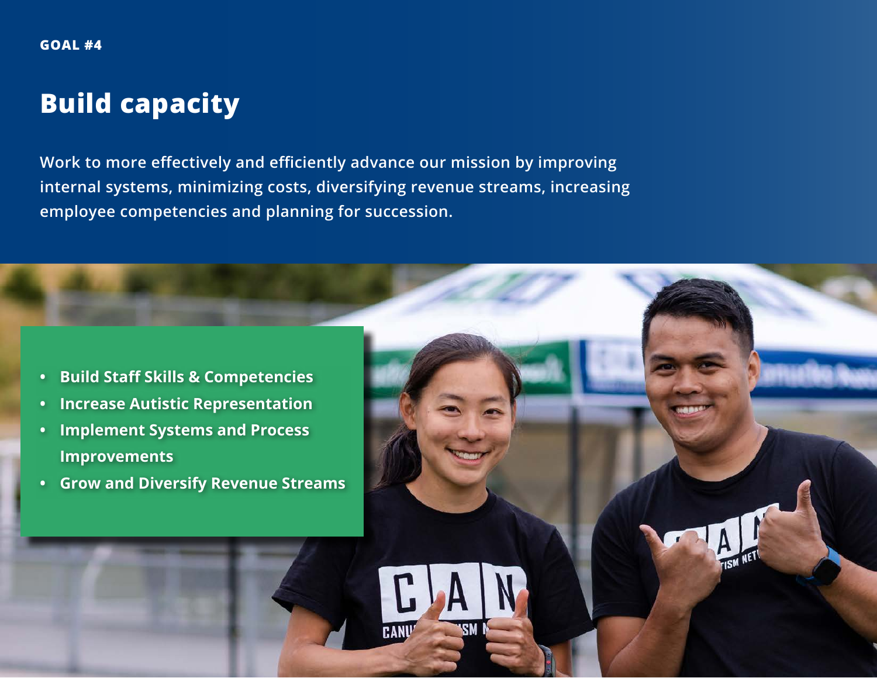GOAL #4

# Build capacity

Work to more effectively and efficiently advance our mission by improving internal systems, minimizing costs, diversifying revenue streams, increasing employee competencies and planning for succession.

- **Build Staff Skills & Competencies**
- **Increase Autistic Representation**
- **Implement Systems and Process Improvements**
- **Grow and Diversify Revenue Streams**